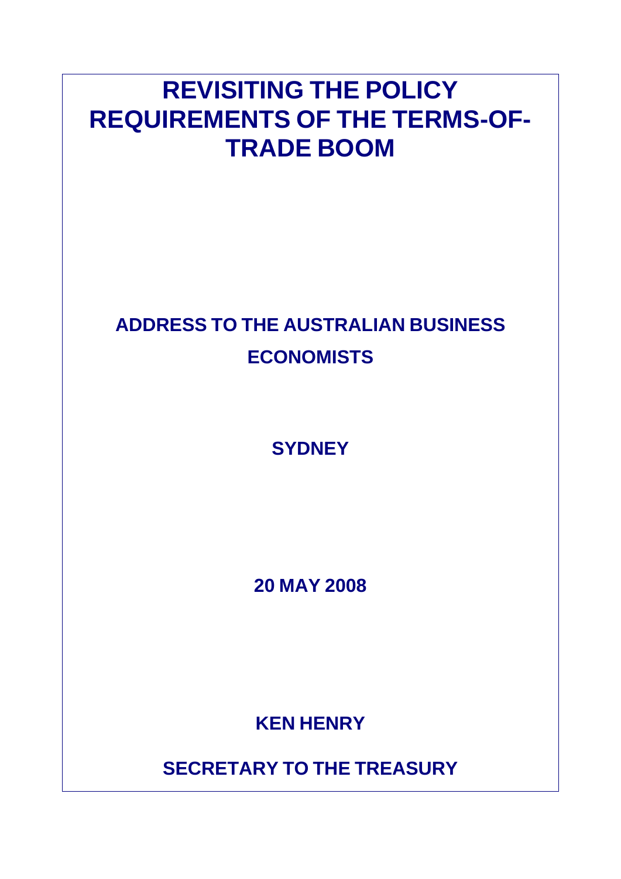# REVISITING THE POLICY REQUIREMENTS OF THE TERMS-OF-TRADE BOOM

**ADDRESS TO THE AUSTRALIAN BUSINESS ECONOMISTS**

**SYDNEY**

**20 MAY 2008**

**KEN HENRY**

**SECRETARY TO THE TREASURY**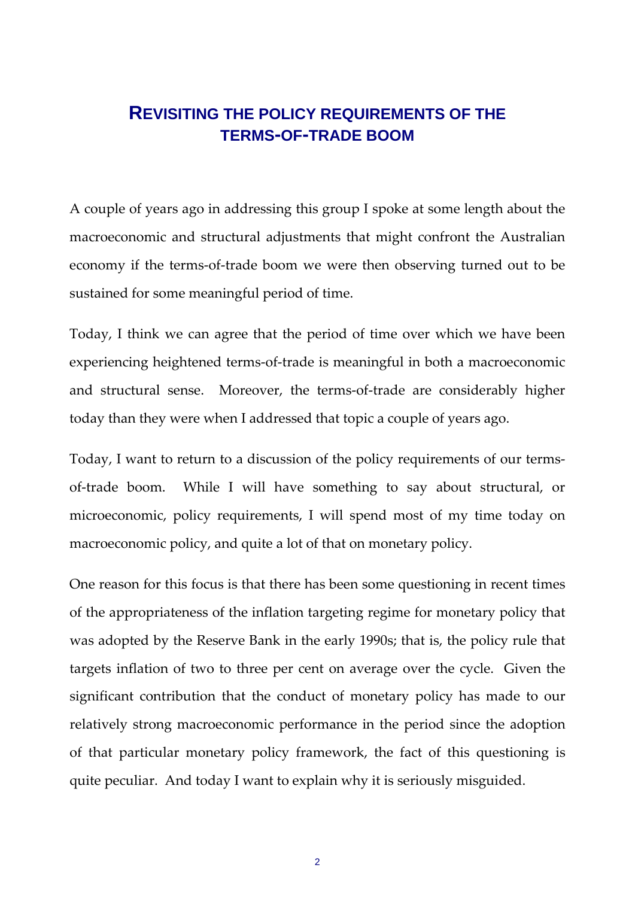## Revisiting the policy requirements of the terms-of-trade boom

A couple of years ago in addressing this group I spoke at some length about the macroeconomic and structural adjustments that might confront the Australian economy if the terms-of-trade boom we were then observing turned out to be sustained for some meaningful period of time.

Today, I think we can agree that the period of time over which we have been experiencing heightened terms-of-trade is meaningful in both a macroeconomic and structural sense. Moreover, the terms-of-trade are considerably higher today than they were when I addressed that topic a couple of years ago.

Today, I want to return to a discussion of the policy requirements of our terms-of-trade boom. While I will have something to say about structural, or microeconomic, policy requirements, I will spend most of my time today on macroeconomic policy, and quite a lot of that on monetary policy.

One reason for this focus is that there has been some questioning in recent times of the appropriateness of the inflation targeting regime for monetary policy that was adopted by the Reserve Bank in the early 1990s; that is, the policy rule that targets inflation of two to three per cent on average over the cycle. Given the significant contribution that the conduct of monetary policy has made to our relatively strong macroeconomic performance in the period since the adoption of that particular monetary policy framework, the fact of this questioning is quite peculiar. And today I want to explain why it is seriously misguided.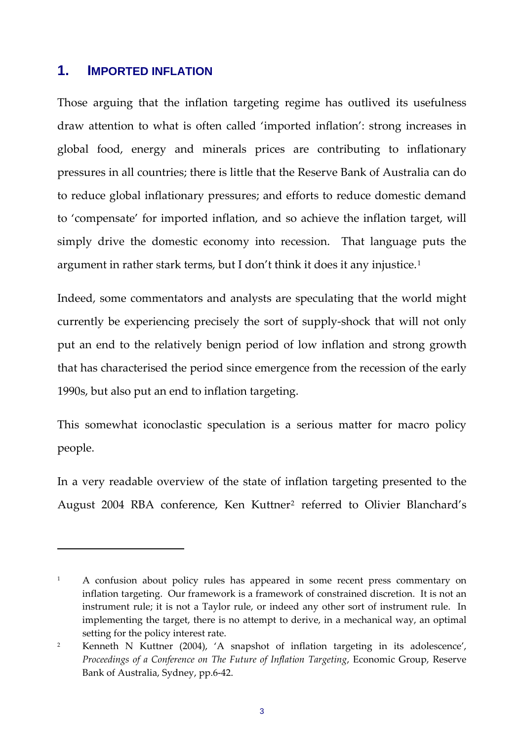## 1. IMPORTED INFLATION

Those arguing that the inflation targeting regime has outlived its usefulness draw attention to what is often called 'imported inflation': strong increases in global food, energy and minerals prices are contributing to inflationary pressures in all countries; there is little that the Reserve Bank of Australia can do to reduce global inflationary pressures; and efforts to reduce domestic demand to 'compensate' for imported inflation, and so achieve the inflation target, will simply drive the domestic economy into recession. That language puts the argument in rather stark terms, but I don't think it does it any injustice.[1]

Indeed, some commentators and analysts are speculating that the world might currently be experiencing precisely the sort of supply-shock that will not only put an end to the relatively benign period of low inflation and strong growth that has characterised the period since emergence from the recession of the early 1990s, but also put an end to inflation targeting.

This somewhat iconoclastic speculation is a serious matter for macro policy people.

In a very readable overview of the state of inflation targeting presented to the August 2004 RBA conference, Ken Kuttner[2] referred to Olivier Blanchard's

---

[1] A confusion about policy rules has appeared in some recent press commentary on inflation targeting. Our framework is a framework of constrained discretion. It is not an instrument rule; it is not a Taylor rule, or indeed any other sort of instrument rule. In implementing the target, there is no attempt to derive, in a mechanical way, an optimal setting for the policy interest rate.

[2] Kenneth N Kuttner (2004), 'A snapshot of inflation targeting in its adolescence', *Proceedings of a Conference on The Future of Inflation Targeting*, Economic Group, Reserve Bank of Australia, Sydney, pp.6-42.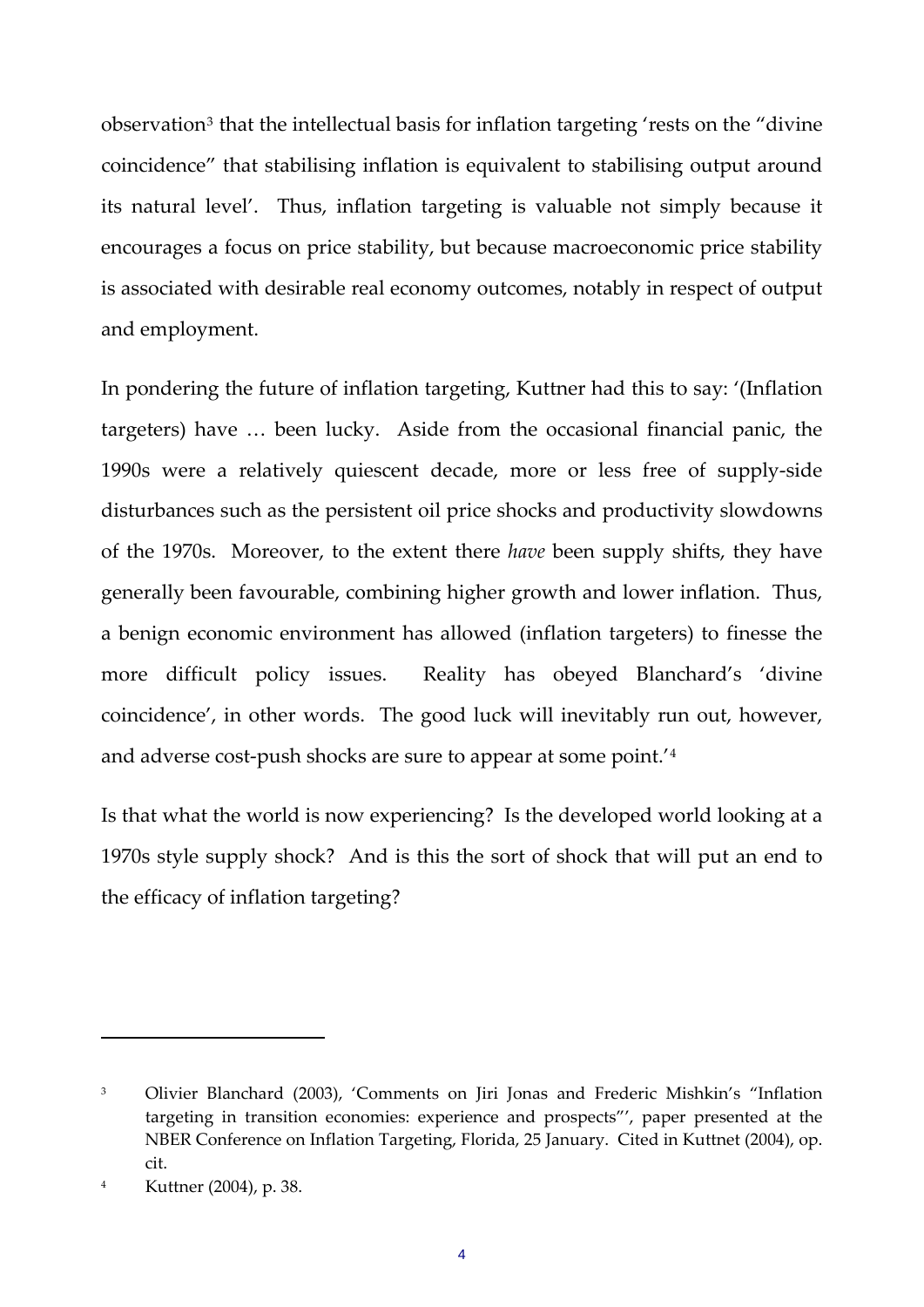observation[3] that the intellectual basis for inflation targeting 'rests on the "divine coincidence" that stabilising inflation is equivalent to stabilising output around its natural level'. Thus, inflation targeting is valuable not simply because it encourages a focus on price stability, but because macroeconomic price stability is associated with desirable real economy outcomes, notably in respect of output and employment.

In pondering the future of inflation targeting, Kuttner had this to say: '(Inflation targeters) have … been lucky. Aside from the occasional financial panic, the 1990s were a relatively quiescent decade, more or less free of supply-side disturbances such as the persistent oil price shocks and productivity slowdowns of the 1970s. Moreover, to the extent there *have* been supply shifts, they have generally been favourable, combining higher growth and lower inflation. Thus, a benign economic environment has allowed (inflation targeters) to finesse the more difficult policy issues. Reality has obeyed Blanchard's 'divine coincidence', in other words. The good luck will inevitably run out, however, and adverse cost-push shocks are sure to appear at some point.'[4]

Is that what the world is now experiencing? Is the developed world looking at a 1970s style supply shock? And is this the sort of shock that will put an end to the efficacy of inflation targeting?

---

[3] Olivier Blanchard (2003), 'Comments on Jiri Jonas and Frederic Mishkin's "Inflation targeting in transition economies: experience and prospects"', paper presented at the NBER Conference on Inflation Targeting, Florida, 25 January. Cited in Kuttnet (2004), op. cit.

[4] Kuttner (2004), p. 38.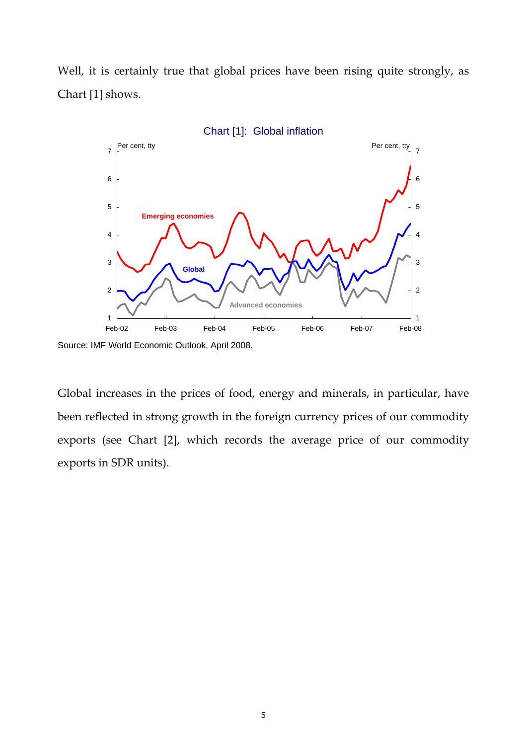Well, it is certainly true that global prices have been rising quite strongly, as Chart [1] shows.

Chart [1]: Global inflation

Source: IMF World Economic Outlook, April 2008.

Global increases in the prices of food, energy and minerals, in particular, have been reflected in strong growth in the foreign currency prices of our commodity exports (see Chart [2], which records the average price of our commodity exports in SDR units).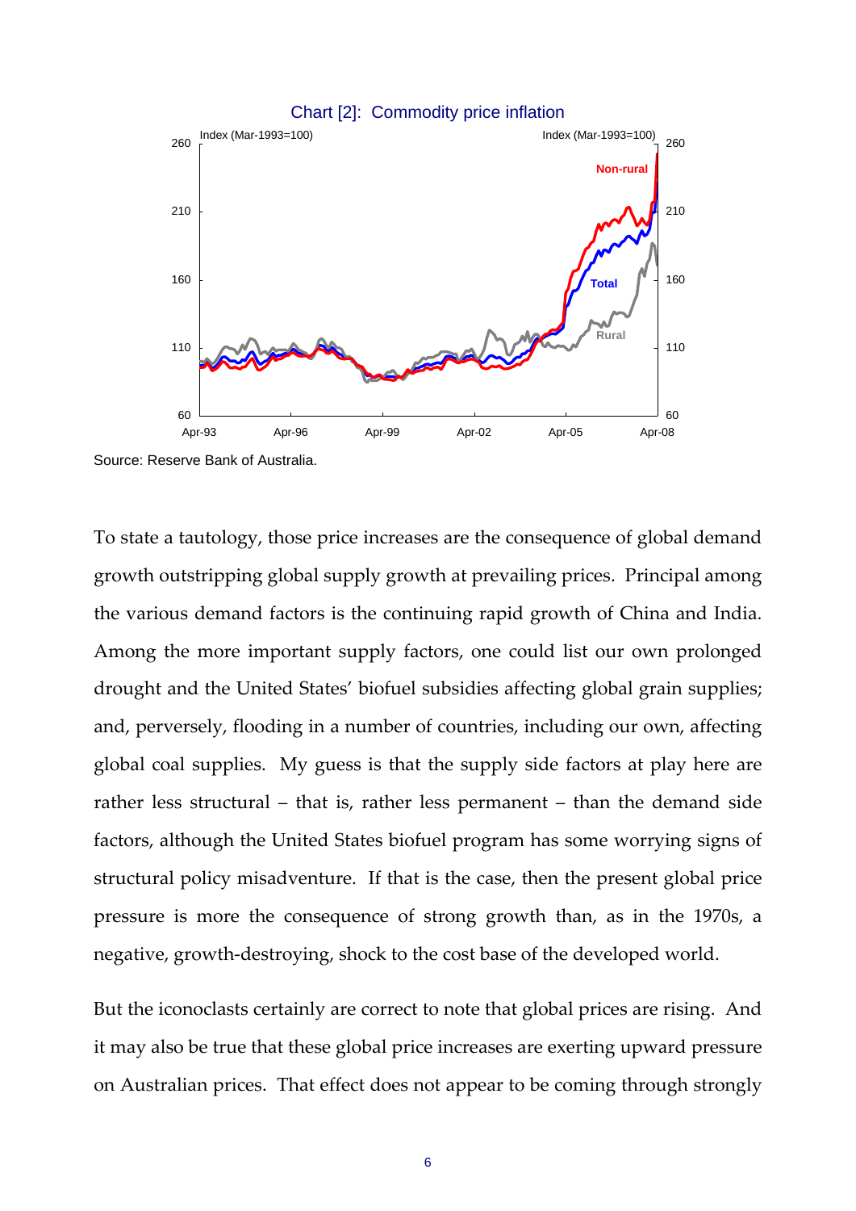Chart [2]: Commodity price inflation

Source: Reserve Bank of Australia.

To state a tautology, those price increases are the consequence of global demand growth outstripping global supply growth at prevailing prices. Principal among the various demand factors is the continuing rapid growth of China and India. Among the more important supply factors, one could list our own prolonged drought and the United States' biofuel subsidies affecting global grain supplies; and, perversely, flooding in a number of countries, including our own, affecting global coal supplies. My guess is that the supply side factors at play here are rather less structural – that is, rather less permanent – than the demand side factors, although the United States biofuel program has some worrying signs of structural policy misadventure. If that is the case, then the present global price pressure is more the consequence of strong growth than, as in the 1970s, a negative, growth-destroying, shock to the cost base of the developed world.

But the iconoclasts certainly are correct to note that global prices are rising. And it may also be true that these global price increases are exerting upward pressure on Australian prices. That effect does not appear to be coming through strongly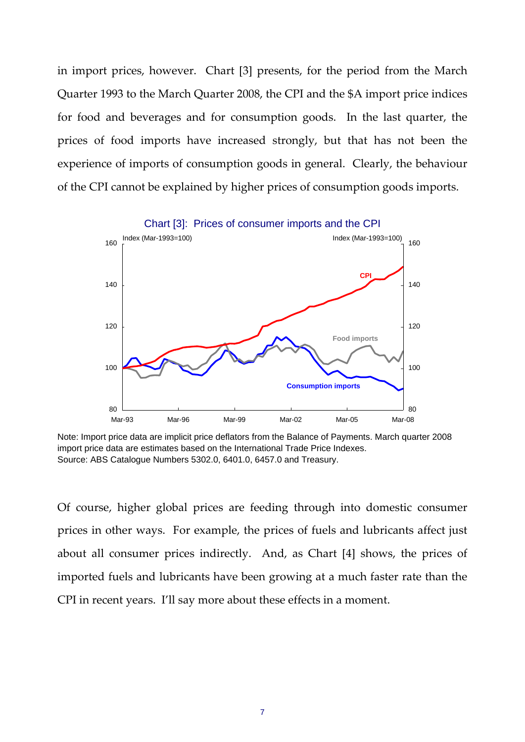in import prices, however. Chart [3] presents, for the period from the March Quarter 1993 to the March Quarter 2008, the CPI and the $A import price indices for food and beverages and for consumption goods. In the last quarter, the prices of food imports have increased strongly, but that has not been the experience of imports of consumption goods in general. Clearly, the behaviour of the CPI cannot be explained by higher prices of consumption goods imports.

Chart [3]: Prices of consumer imports and the CPI

Note: Import price data are implicit price deflators from the Balance of Payments. March quarter 2008 import price data are estimates based on the International Trade Price Indexes.
Source: ABS Catalogue Numbers 5302.0, 6401.0, 6457.0 and Treasury.

Of course, higher global prices are feeding through into domestic consumer prices in other ways. For example, the prices of fuels and lubricants affect just about all consumer prices indirectly. And, as Chart [4] shows, the prices of imported fuels and lubricants have been growing at a much faster rate than the CPI in recent years. I'll say more about these effects in a moment.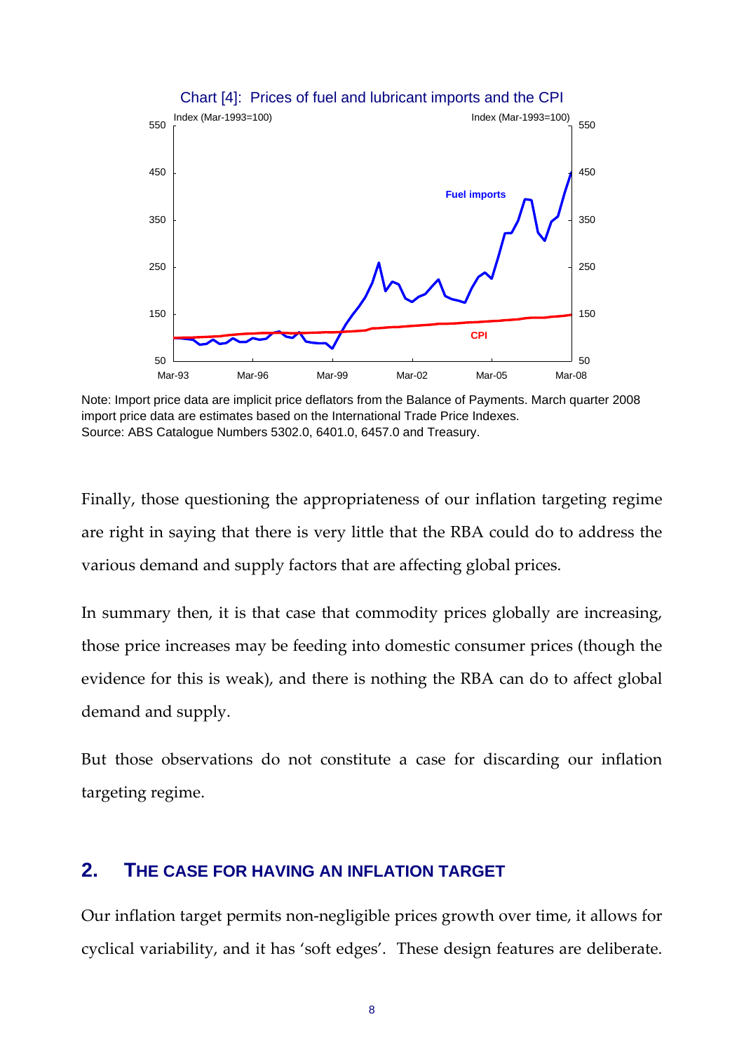Chart [4]: Prices of fuel and lubricant imports and the CPI

Note: Import price data are implicit price deflators from the Balance of Payments. March quarter 2008 import price data are estimates based on the International Trade Price Indexes.
Source: ABS Catalogue Numbers 5302.0, 6401.0, 6457.0 and Treasury.

Finally, those questioning the appropriateness of our inflation targeting regime are right in saying that there is very little that the RBA could do to address the various demand and supply factors that are affecting global prices.

In summary then, it is that case that commodity prices globally are increasing, those price increases may be feeding into domestic consumer prices (though the evidence for this is weak), and there is nothing the RBA can do to affect global demand and supply.

But those observations do not constitute a case for discarding our inflation targeting regime.

## 2. THE CASE FOR HAVING AN INFLATION TARGET

Our inflation target permits non-negligible prices growth over time, it allows for cyclical variability, and it has 'soft edges'. These design features are deliberate.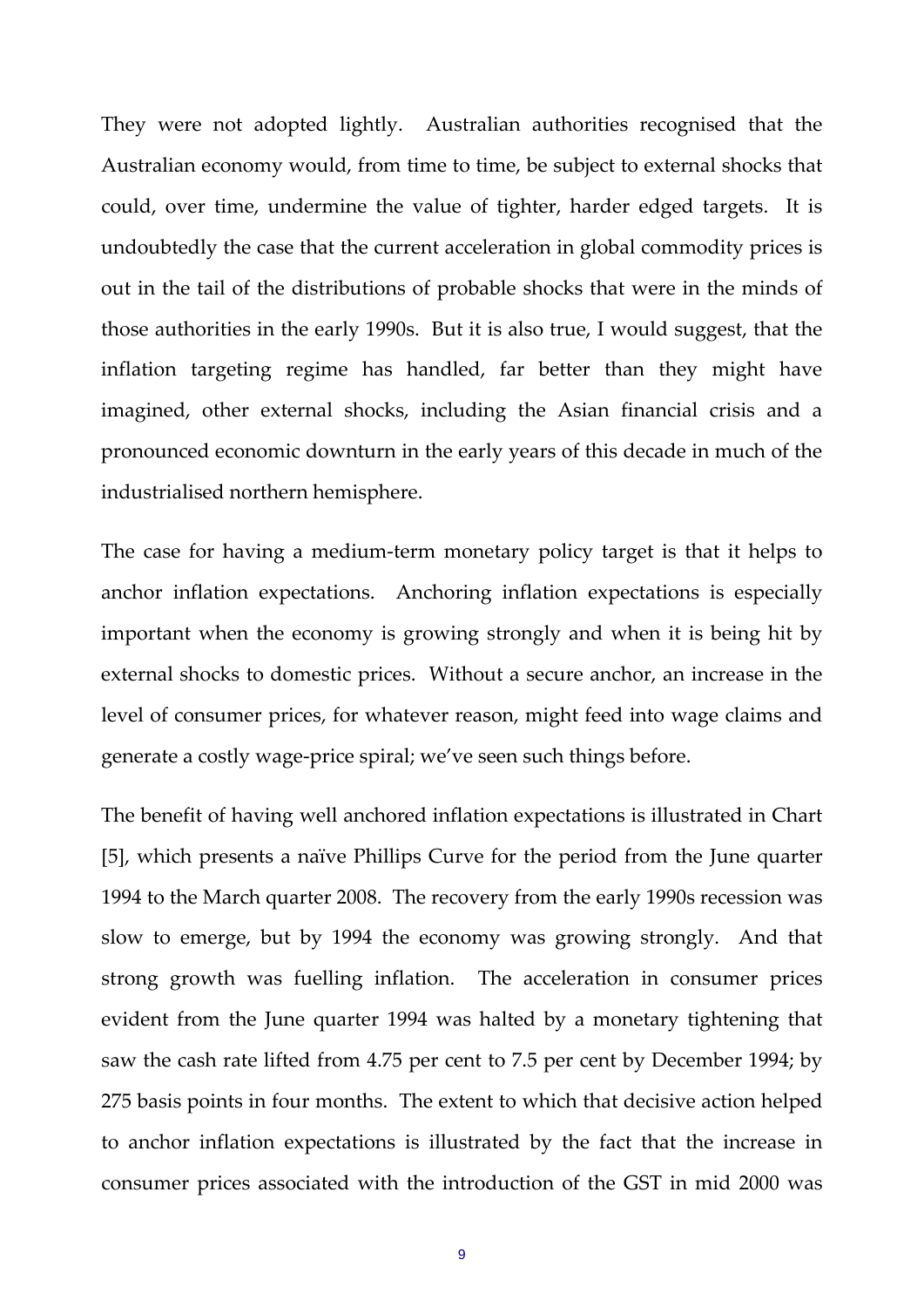They were not adopted lightly. Australian authorities recognised that the Australian economy would, from time to time, be subject to external shocks that could, over time, undermine the value of tighter, harder edged targets. It is undoubtedly the case that the current acceleration in global commodity prices is out in the tail of the distributions of probable shocks that were in the minds of those authorities in the early 1990s. But it is also true, I would suggest, that the inflation targeting regime has handled, far better than they might have imagined, other external shocks, including the Asian financial crisis and a pronounced economic downturn in the early years of this decade in much of the industrialised northern hemisphere.

The case for having a medium-term monetary policy target is that it helps to anchor inflation expectations. Anchoring inflation expectations is especially important when the economy is growing strongly and when it is being hit by external shocks to domestic prices. Without a secure anchor, an increase in the level of consumer prices, for whatever reason, might feed into wage claims and generate a costly wage-price spiral; we've seen such things before.

The benefit of having well anchored inflation expectations is illustrated in Chart [5], which presents a naïve Phillips Curve for the period from the June quarter 1994 to the March quarter 2008. The recovery from the early 1990s recession was slow to emerge, but by 1994 the economy was growing strongly. And that strong growth was fuelling inflation. The acceleration in consumer prices evident from the June quarter 1994 was halted by a monetary tightening that saw the cash rate lifted from 4.75 per cent to 7.5 per cent by December 1994; by 275 basis points in four months. The extent to which that decisive action helped to anchor inflation expectations is illustrated by the fact that the increase in consumer prices associated with the introduction of the GST in mid 2000 was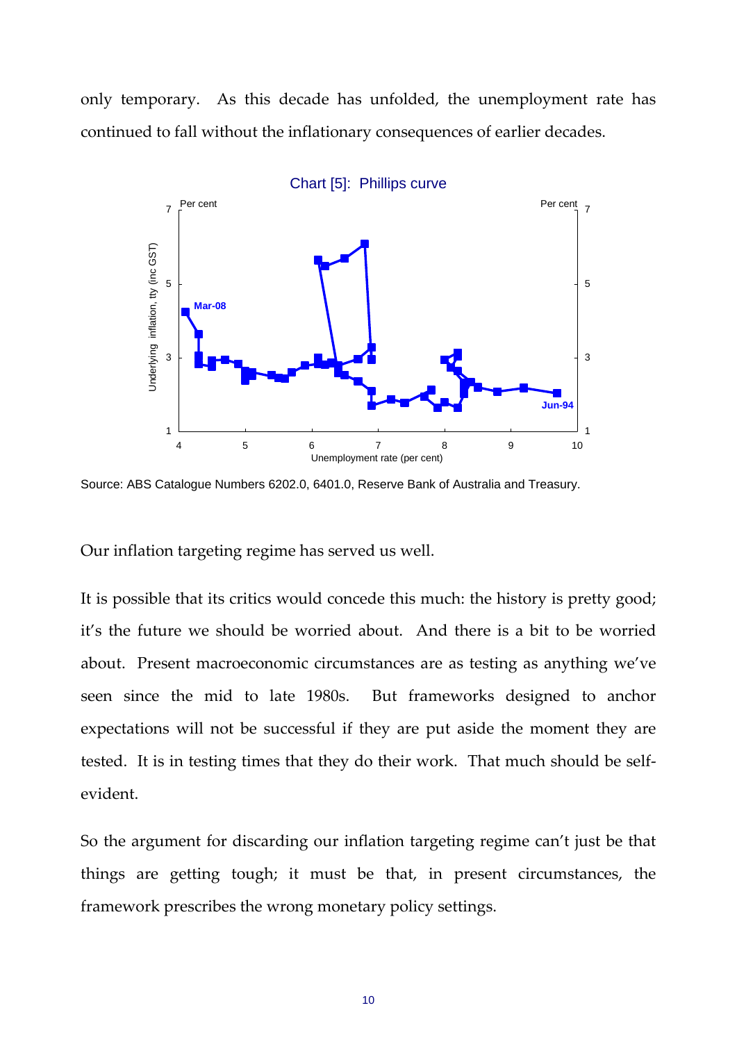only temporary. As this decade has unfolded, the unemployment rate has continued to fall without the inflationary consequences of earlier decades.

Chart [5]: Phillips curve

Source: ABS Catalogue Numbers 6202.0, 6401.0, Reserve Bank of Australia and Treasury.

Our inflation targeting regime has served us well.

It is possible that its critics would concede this much: the history is pretty good; it's the future we should be worried about. And there is a bit to be worried about. Present macroeconomic circumstances are as testing as anything we've seen since the mid to late 1980s. But frameworks designed to anchor expectations will not be successful if they are put aside the moment they are tested. It is in testing times that they do their work. That much should be self-evident.

So the argument for discarding our inflation targeting regime can't just be that things are getting tough; it must be that, in present circumstances, the framework prescribes the wrong monetary policy settings.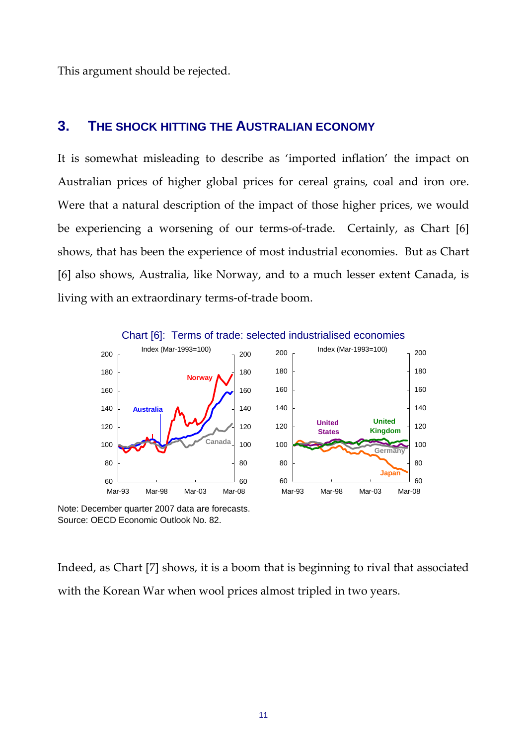This argument should be rejected.

## 3. THE SHOCK HITTING THE AUSTRALIAN ECONOMY

It is somewhat misleading to describe as 'imported inflation' the impact on Australian prices of higher global prices for cereal grains, coal and iron ore. Were that a natural description of the impact of those higher prices, we would be experiencing a worsening of our terms-of-trade. Certainly, as Chart [6] shows, that has been the experience of most industrial economies. But as Chart [6] also shows, Australia, like Norway, and to a much lesser extent Canada, is living with an extraordinary terms-of-trade boom.

Chart [6]: Terms of trade: selected industrialised economies

Note: December quarter 2007 data are forecasts.
Source: OECD Economic Outlook No. 82.

Indeed, as Chart [7] shows, it is a boom that is beginning to rival that associated with the Korean War when wool prices almost tripled in two years.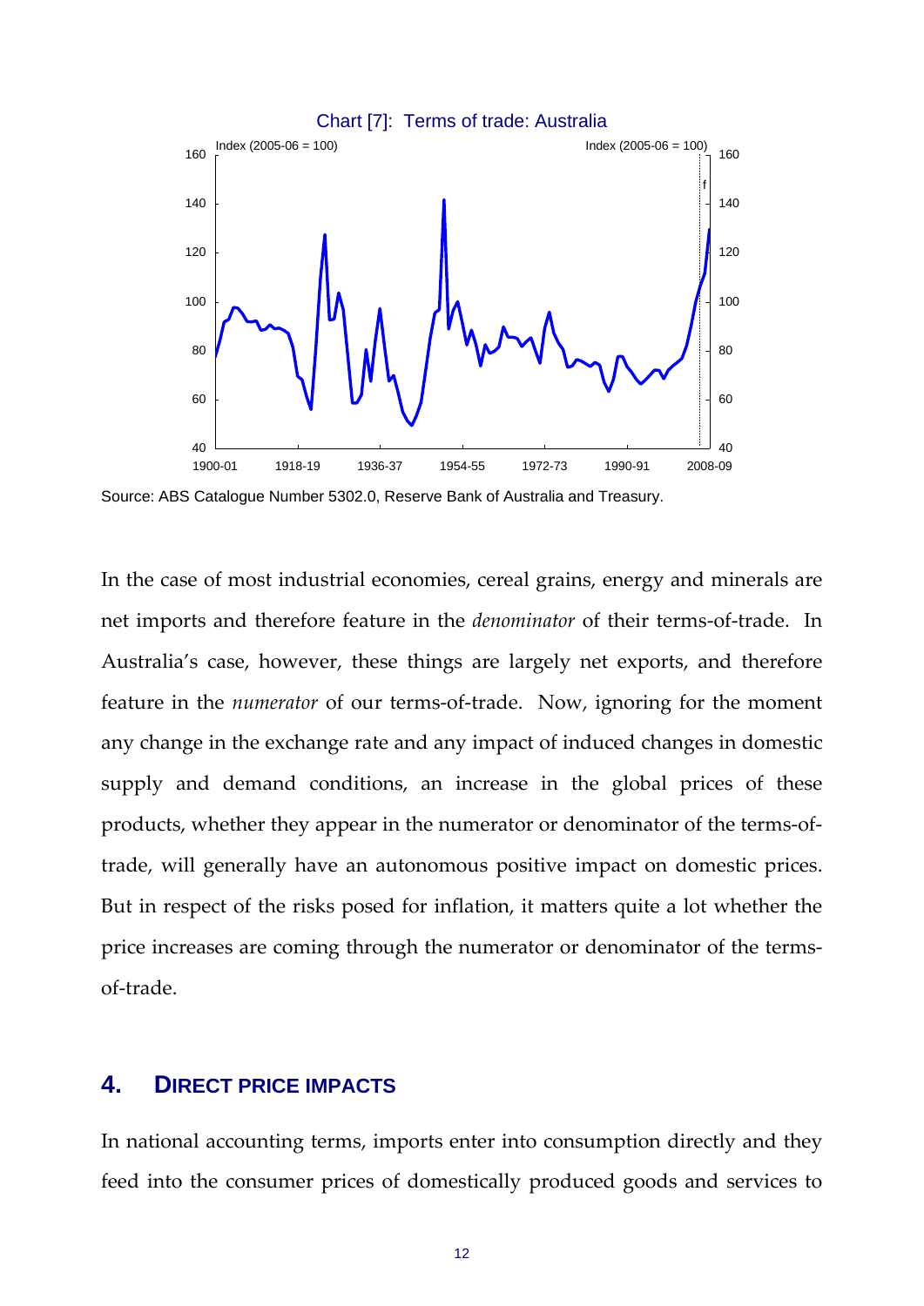Chart [7]: Terms of trade: Australia

Source: ABS Catalogue Number 5302.0, Reserve Bank of Australia and Treasury.

In the case of most industrial economies, cereal grains, energy and minerals are net imports and therefore feature in the *denominator* of their terms-of-trade. In Australia's case, however, these things are largely net exports, and therefore feature in the *numerator* of our terms-of-trade. Now, ignoring for the moment any change in the exchange rate and any impact of induced changes in domestic supply and demand conditions, an increase in the global prices of these products, whether they appear in the numerator or denominator of the terms-of-trade, will generally have an autonomous positive impact on domestic prices. But in respect of the risks posed for inflation, it matters quite a lot whether the price increases are coming through the numerator or denominator of the terms-of-trade.

## 4. DIRECT PRICE IMPACTS

In national accounting terms, imports enter into consumption directly and they feed into the consumer prices of domestically produced goods and services to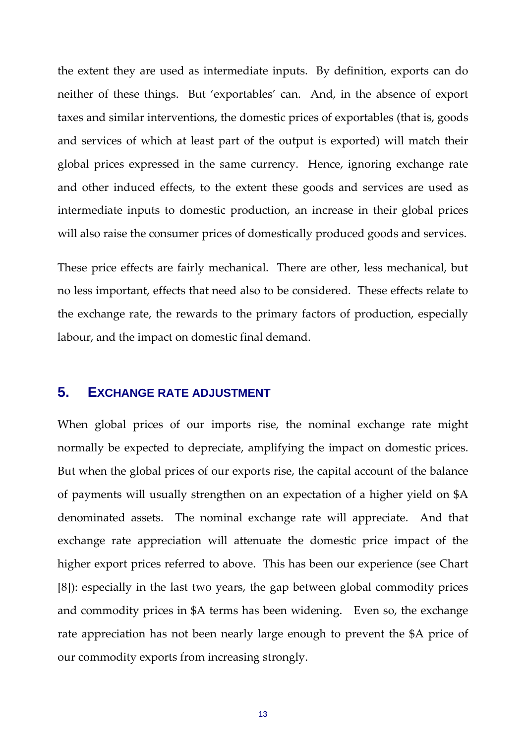the extent they are used as intermediate inputs. By definition, exports can do neither of these things. But 'exportables' can. And, in the absence of export taxes and similar interventions, the domestic prices of exportables (that is, goods and services of which at least part of the output is exported) will match their global prices expressed in the same currency. Hence, ignoring exchange rate and other induced effects, to the extent these goods and services are used as intermediate inputs to domestic production, an increase in their global prices will also raise the consumer prices of domestically produced goods and services.

These price effects are fairly mechanical. There are other, less mechanical, but no less important, effects that need also to be considered. These effects relate to the exchange rate, the rewards to the primary factors of production, especially labour, and the impact on domestic final demand.

## 5. EXCHANGE RATE ADJUSTMENT

When global prices of our imports rise, the nominal exchange rate might normally be expected to depreciate, amplifying the impact on domestic prices. But when the global prices of our exports rise, the capital account of the balance of payments will usually strengthen on an expectation of a higher yield on $A denominated assets. The nominal exchange rate will appreciate. And that exchange rate appreciation will attenuate the domestic price impact of the higher export prices referred to above. This has been our experience (see Chart [8]): especially in the last two years, the gap between global commodity prices and commodity prices in $A terms has been widening. Even so, the exchange rate appreciation has not been nearly large enough to prevent the $A price of our commodity exports from increasing strongly.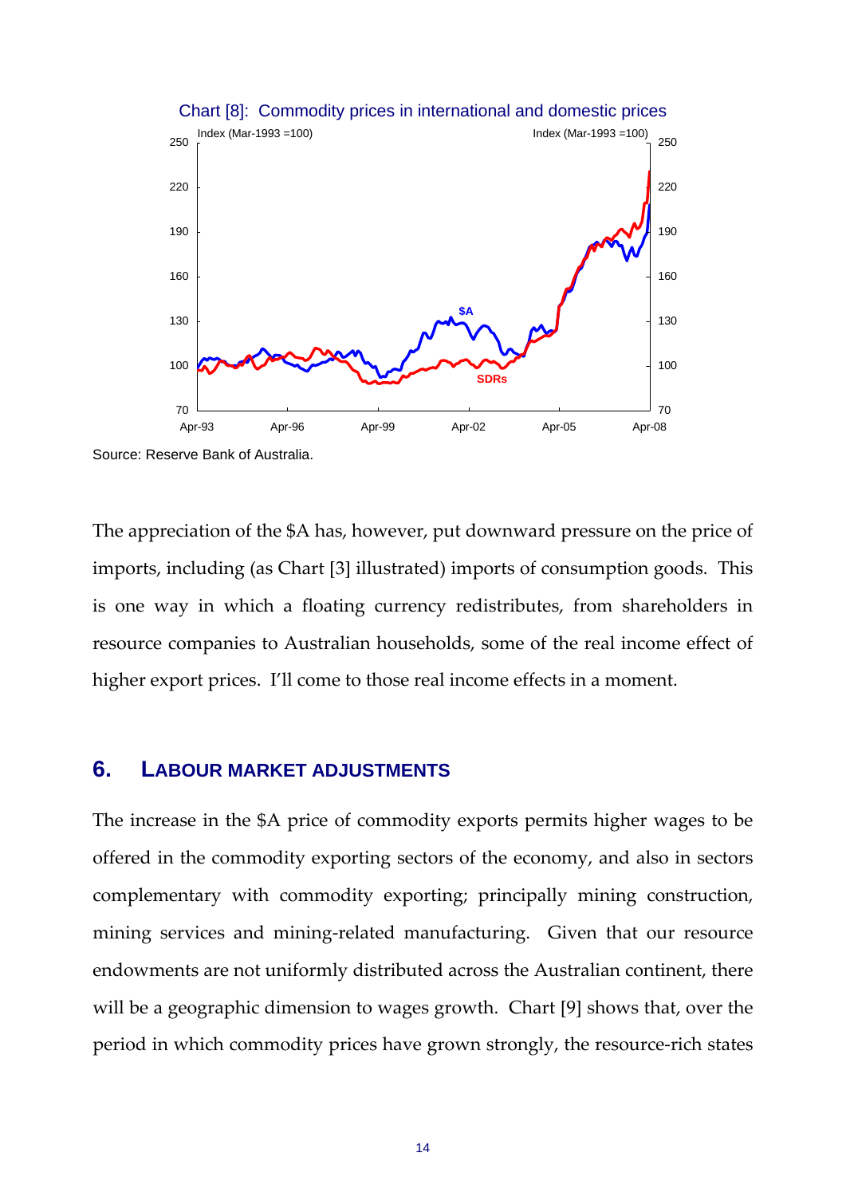Chart [8]: Commodity prices in international and domestic prices

Source: Reserve Bank of Australia.

The appreciation of the $A has, however, put downward pressure on the price of imports, including (as Chart [3] illustrated) imports of consumption goods. This is one way in which a floating currency redistributes, from shareholders in resource companies to Australian households, some of the real income effect of higher export prices. I'll come to those real income effects in a moment.

## 6. LABOUR MARKET ADJUSTMENTS

The increase in the $A price of commodity exports permits higher wages to be offered in the commodity exporting sectors of the economy, and also in sectors complementary with commodity exporting; principally mining construction, mining services and mining-related manufacturing. Given that our resource endowments are not uniformly distributed across the Australian continent, there will be a geographic dimension to wages growth. Chart [9] shows that, over the period in which commodity prices have grown strongly, the resource-rich states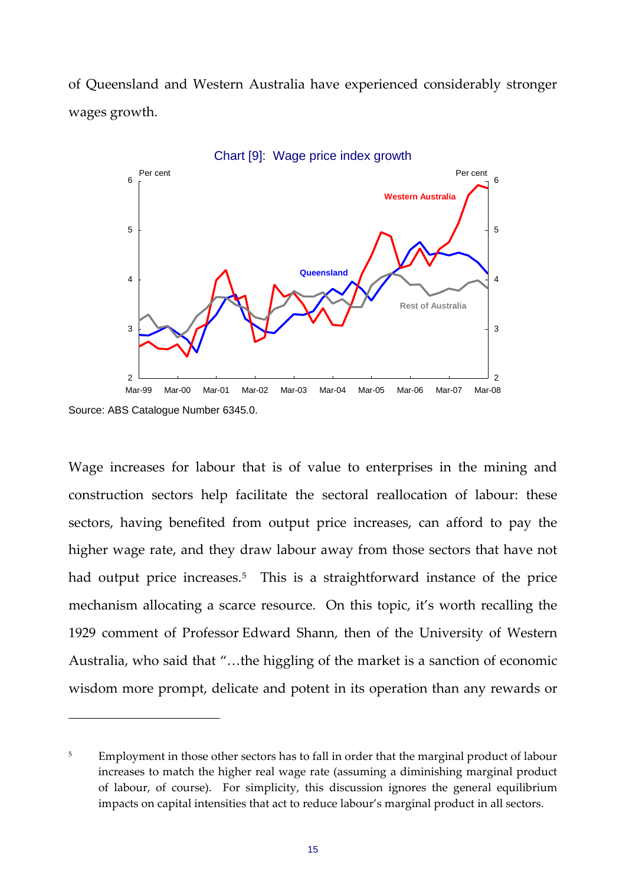of Queensland and Western Australia have experienced considerably stronger wages growth.

Chart [9]: Wage price index growth

Source: ABS Catalogue Number 6345.0.

Wage increases for labour that is of value to enterprises in the mining and construction sectors help facilitate the sectoral reallocation of labour: these sectors, having benefited from output price increases, can afford to pay the higher wage rate, and they draw labour away from those sectors that have not had output price increases.[5] This is a straightforward instance of the price mechanism allocating a scarce resource. On this topic, it's worth recalling the 1929 comment of Professor Edward Shann, then of the University of Western Australia, who said that "…the higgling of the market is a sanction of economic wisdom more prompt, delicate and potent in its operation than any rewards or

---

[5] Employment in those other sectors has to fall in order that the marginal product of labour increases to match the higher real wage rate (assuming a diminishing marginal product of labour, of course). For simplicity, this discussion ignores the general equilibrium impacts on capital intensities that act to reduce labour's marginal product in all sectors.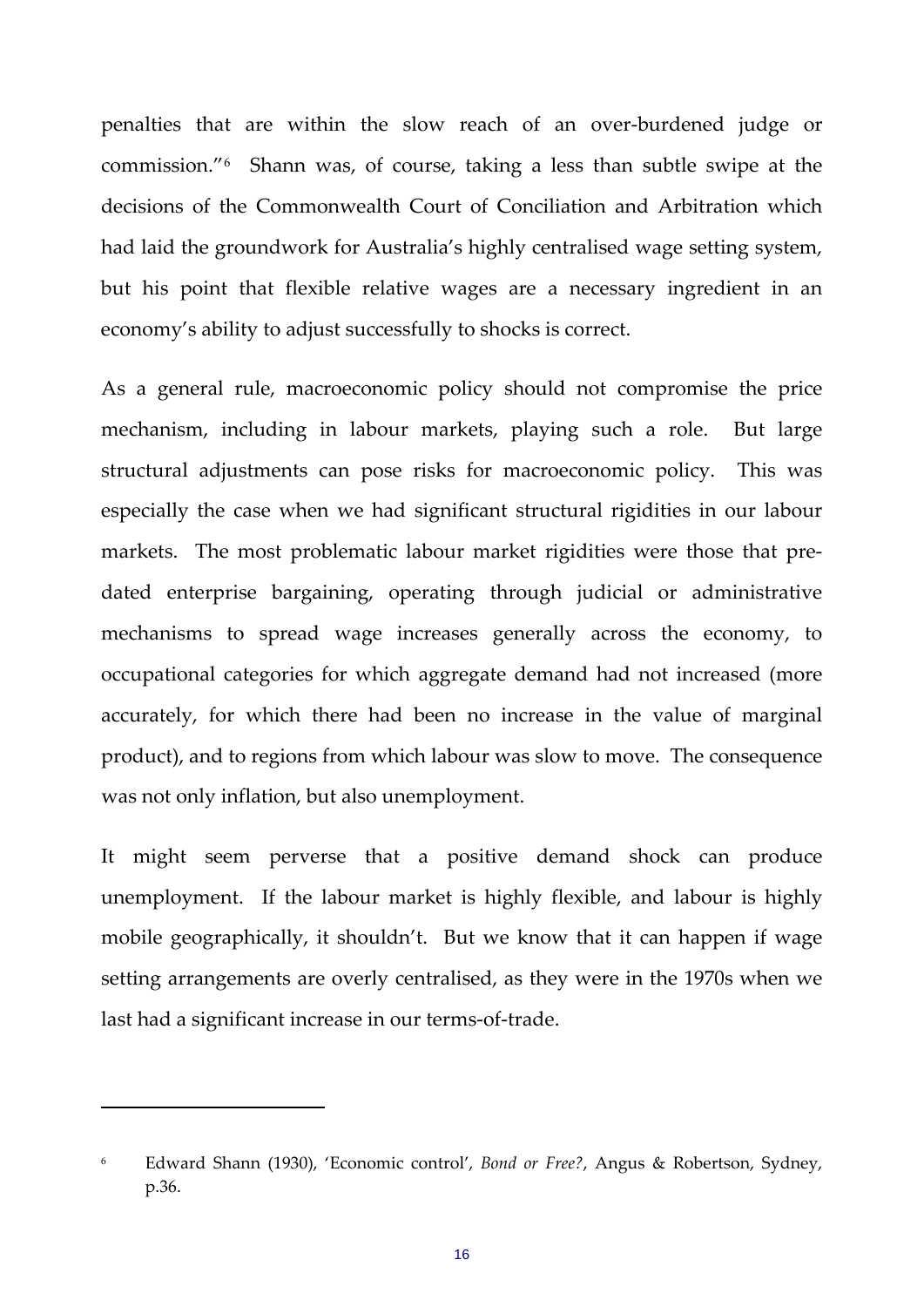penalties that are within the slow reach of an over-burdened judge or commission."[6] Shann was, of course, taking a less than subtle swipe at the decisions of the Commonwealth Court of Conciliation and Arbitration which had laid the groundwork for Australia's highly centralised wage setting system, but his point that flexible relative wages are a necessary ingredient in an economy's ability to adjust successfully to shocks is correct.

As a general rule, macroeconomic policy should not compromise the price mechanism, including in labour markets, playing such a role. But large structural adjustments can pose risks for macroeconomic policy. This was especially the case when we had significant structural rigidities in our labour markets. The most problematic labour market rigidities were those that pre-dated enterprise bargaining, operating through judicial or administrative mechanisms to spread wage increases generally across the economy, to occupational categories for which aggregate demand had not increased (more accurately, for which there had been no increase in the value of marginal product), and to regions from which labour was slow to move. The consequence was not only inflation, but also unemployment.

It might seem perverse that a positive demand shock can produce unemployment. If the labour market is highly flexible, and labour is highly mobile geographically, it shouldn't. But we know that it can happen if wage setting arrangements are overly centralised, as they were in the 1970s when we last had a significant increase in our terms-of-trade.

---

[6] Edward Shann (1930), 'Economic control', *Bond or Free?*, Angus & Robertson, Sydney, p.36.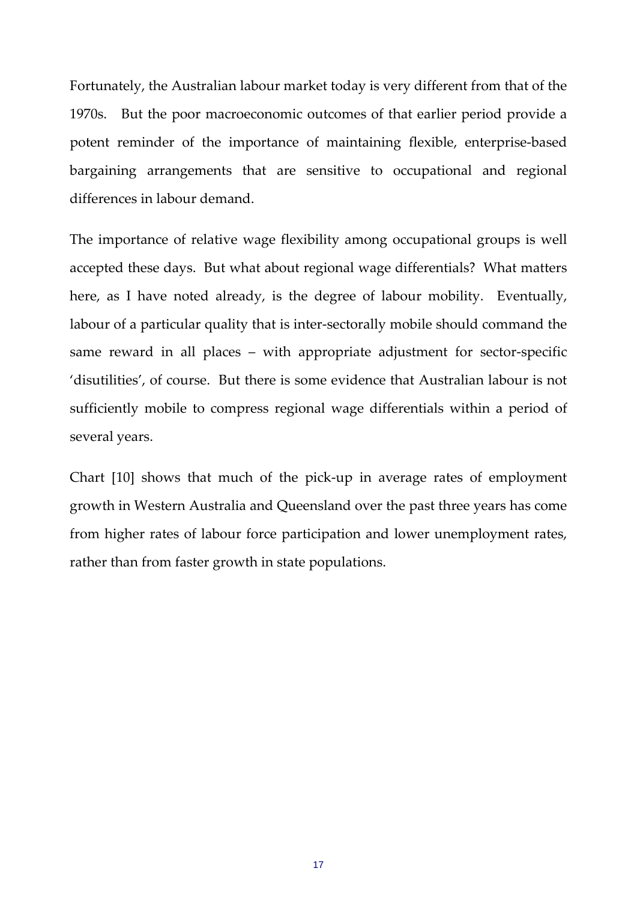Fortunately, the Australian labour market today is very different from that of the 1970s. But the poor macroeconomic outcomes of that earlier period provide a potent reminder of the importance of maintaining flexible, enterprise-based bargaining arrangements that are sensitive to occupational and regional differences in labour demand.

The importance of relative wage flexibility among occupational groups is well accepted these days. But what about regional wage differentials? What matters here, as I have noted already, is the degree of labour mobility. Eventually, labour of a particular quality that is inter-sectorally mobile should command the same reward in all places – with appropriate adjustment for sector-specific 'disutilities', of course. But there is some evidence that Australian labour is not sufficiently mobile to compress regional wage differentials within a period of several years.

Chart [10] shows that much of the pick-up in average rates of employment growth in Western Australia and Queensland over the past three years has come from higher rates of labour force participation and lower unemployment rates, rather than from faster growth in state populations.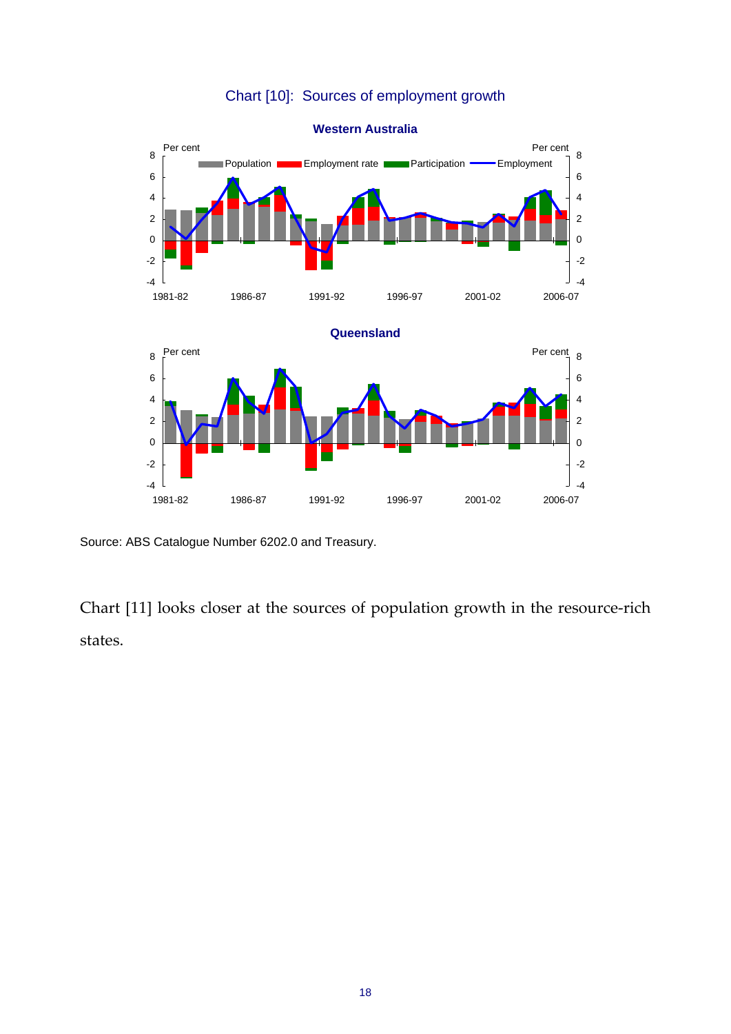Chart [10]: Sources of employment growth

**Western Australia**

**Queensland**

Source: ABS Catalogue Number 6202.0 and Treasury.

Chart [11] looks closer at the sources of population growth in the resource-rich states.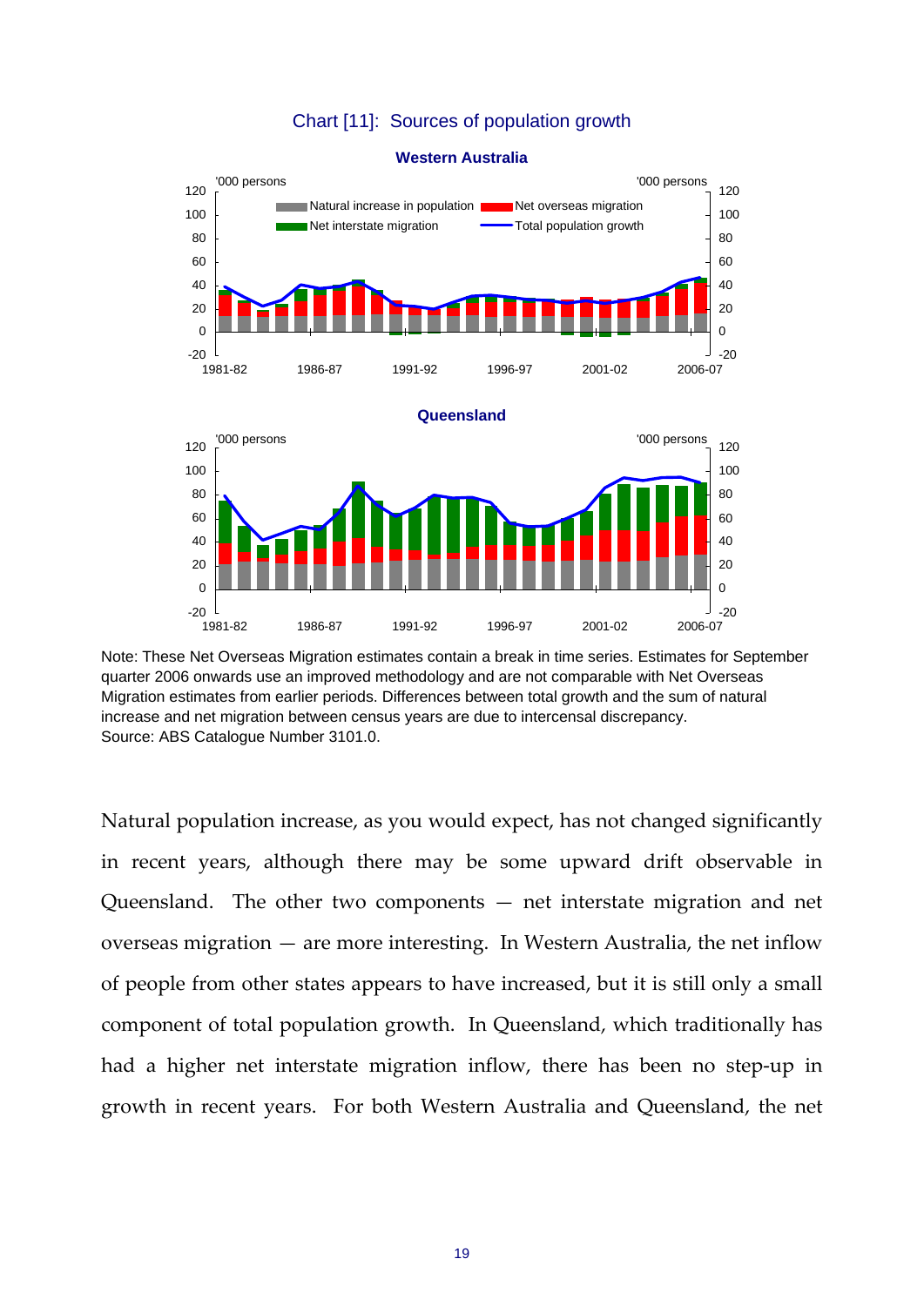Chart [11]: Sources of population growth

Western Australia

Queensland

Note: These Net Overseas Migration estimates contain a break in time series. Estimates for September quarter 2006 onwards use an improved methodology and are not comparable with Net Overseas Migration estimates from earlier periods. Differences between total growth and the sum of natural increase and net migration between census years are due to intercensal discrepancy.
Source: ABS Catalogue Number 3101.0.

Natural population increase, as you would expect, has not changed significantly in recent years, although there may be some upward drift observable in Queensland. The other two components — net interstate migration and net overseas migration — are more interesting. In Western Australia, the net inflow of people from other states appears to have increased, but it is still only a small component of total population growth. In Queensland, which traditionally has had a higher net interstate migration inflow, there has been no step-up in growth in recent years. For both Western Australia and Queensland, the net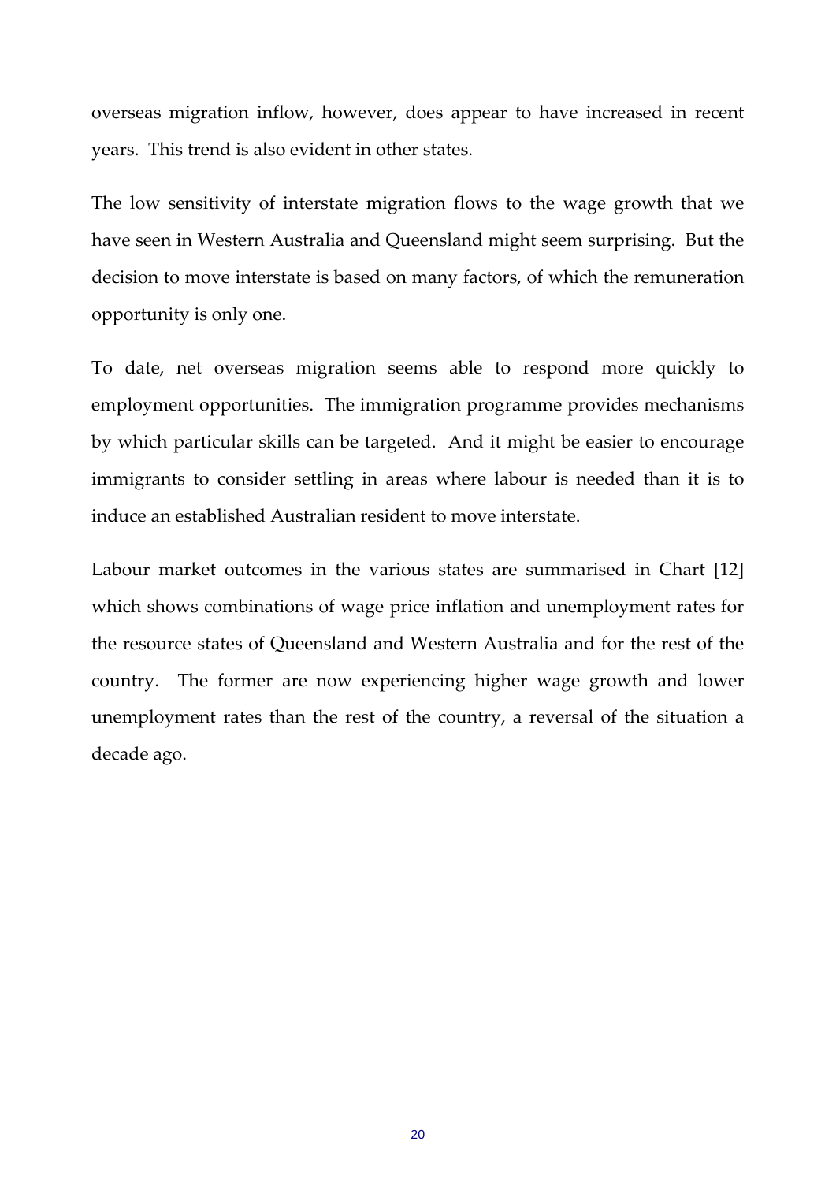overseas migration inflow, however, does appear to have increased in recent years. This trend is also evident in other states.

The low sensitivity of interstate migration flows to the wage growth that we have seen in Western Australia and Queensland might seem surprising. But the decision to move interstate is based on many factors, of which the remuneration opportunity is only one.

To date, net overseas migration seems able to respond more quickly to employment opportunities. The immigration programme provides mechanisms by which particular skills can be targeted. And it might be easier to encourage immigrants to consider settling in areas where labour is needed than it is to induce an established Australian resident to move interstate.

Labour market outcomes in the various states are summarised in Chart [12] which shows combinations of wage price inflation and unemployment rates for the resource states of Queensland and Western Australia and for the rest of the country. The former are now experiencing higher wage growth and lower unemployment rates than the rest of the country, a reversal of the situation a decade ago.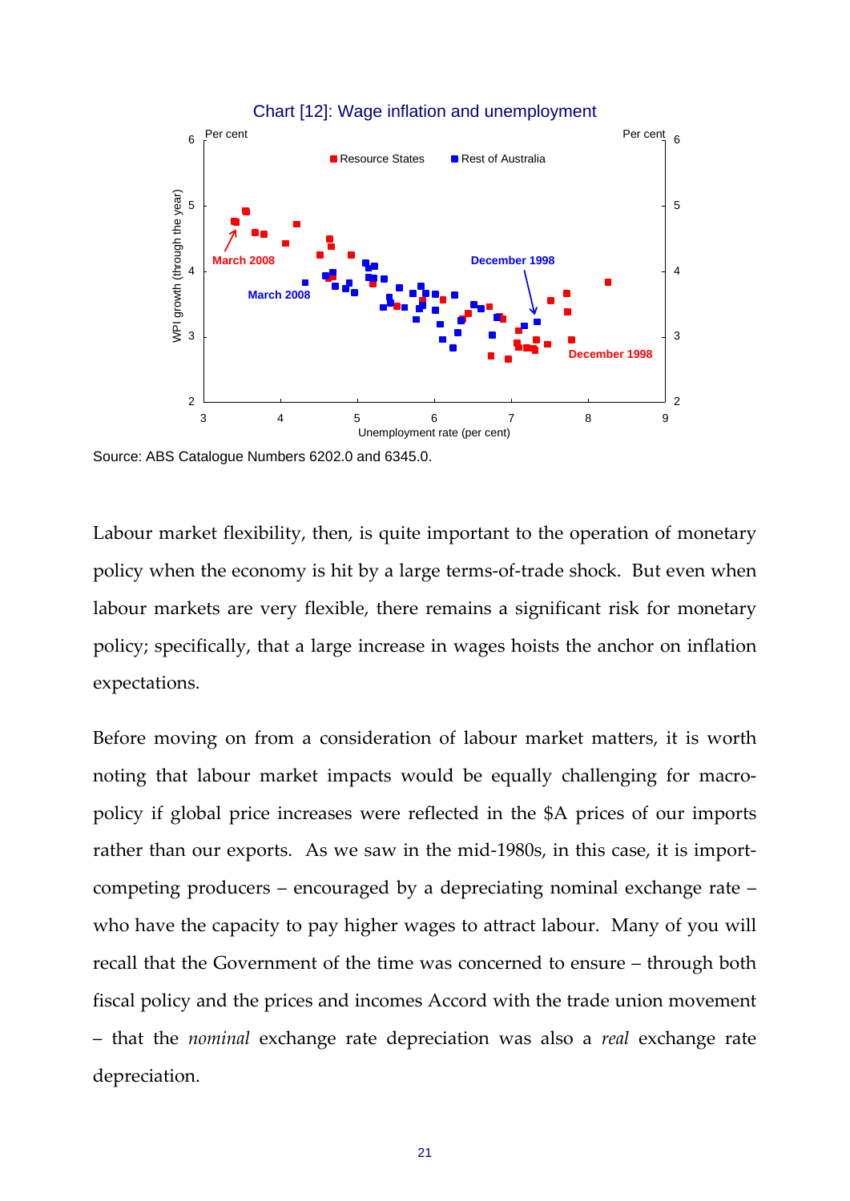Chart [12]: Wage inflation and unemployment

Source: ABS Catalogue Numbers 6202.0 and 6345.0.

Labour market flexibility, then, is quite important to the operation of monetary policy when the economy is hit by a large terms-of-trade shock. But even when labour markets are very flexible, there remains a significant risk for monetary policy; specifically, that a large increase in wages hoists the anchor on inflation expectations.

Before moving on from a consideration of labour market matters, it is worth noting that labour market impacts would be equally challenging for macro-policy if global price increases were reflected in the $A prices of our imports rather than our exports. As we saw in the mid-1980s, in this case, it is import-competing producers – encouraged by a depreciating nominal exchange rate – who have the capacity to pay higher wages to attract labour. Many of you will recall that the Government of the time was concerned to ensure – through both fiscal policy and the prices and incomes Accord with the trade union movement – that the *nominal* exchange rate depreciation was also a *real* exchange rate depreciation.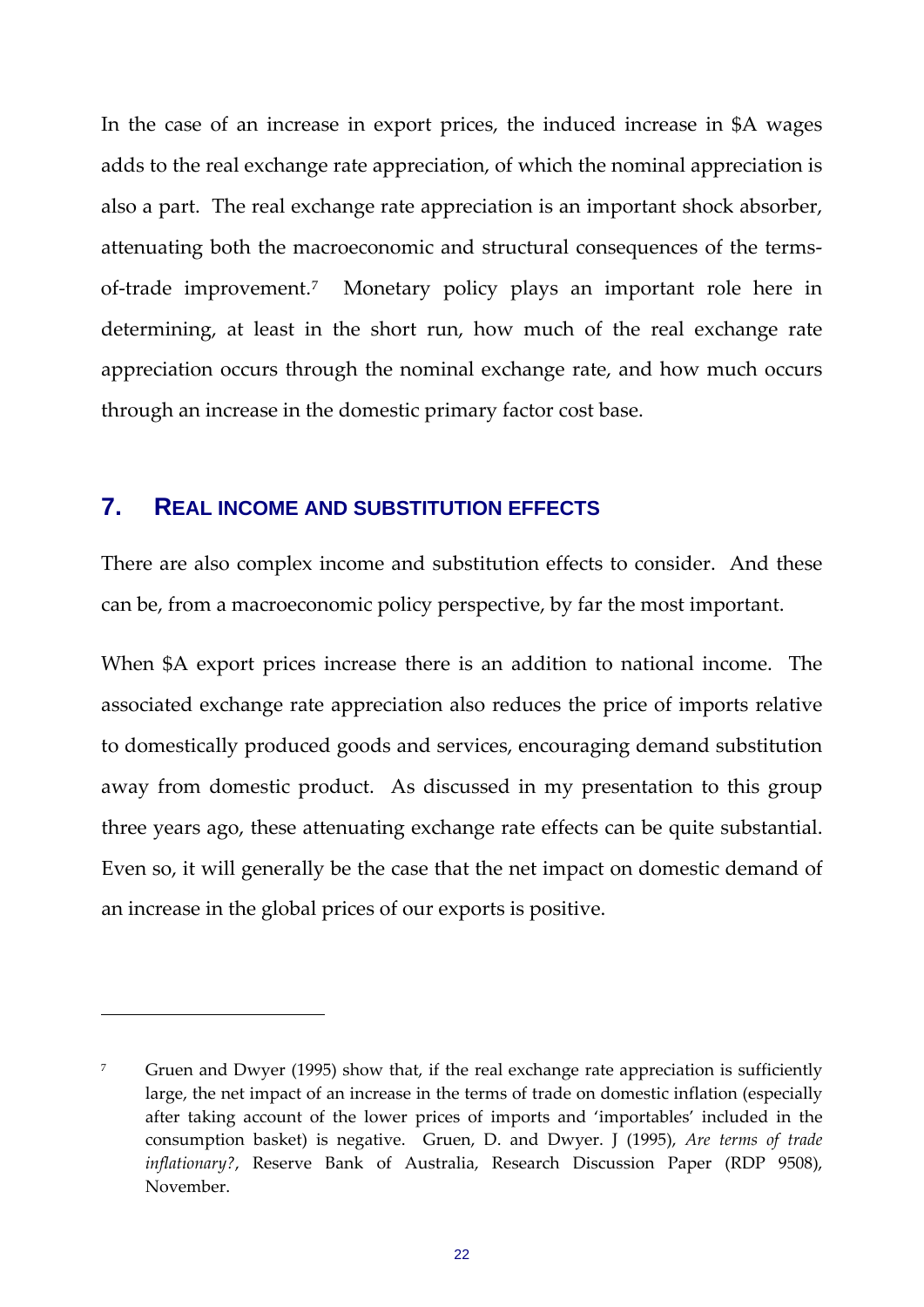In the case of an increase in export prices, the induced increase in $A wages adds to the real exchange rate appreciation, of which the nominal appreciation is also a part. The real exchange rate appreciation is an important shock absorber, attenuating both the macroeconomic and structural consequences of the terms-of-trade improvement.[7] Monetary policy plays an important role here in determining, at least in the short run, how much of the real exchange rate appreciation occurs through the nominal exchange rate, and how much occurs through an increase in the domestic primary factor cost base.

## 7. REAL INCOME AND SUBSTITUTION EFFECTS

There are also complex income and substitution effects to consider. And these can be, from a macroeconomic policy perspective, by far the most important.

When $A export prices increase there is an addition to national income. The associated exchange rate appreciation also reduces the price of imports relative to domestically produced goods and services, encouraging demand substitution away from domestic product. As discussed in my presentation to this group three years ago, these attenuating exchange rate effects can be quite substantial. Even so, it will generally be the case that the net impact on domestic demand of an increase in the global prices of our exports is positive.

---

[7] Gruen and Dwyer (1995) show that, if the real exchange rate appreciation is sufficiently large, the net impact of an increase in the terms of trade on domestic inflation (especially after taking account of the lower prices of imports and 'importables' included in the consumption basket) is negative. Gruen, D. and Dwyer. J (1995), *Are terms of trade inflationary?*, Reserve Bank of Australia, Research Discussion Paper (RDP 9508), November.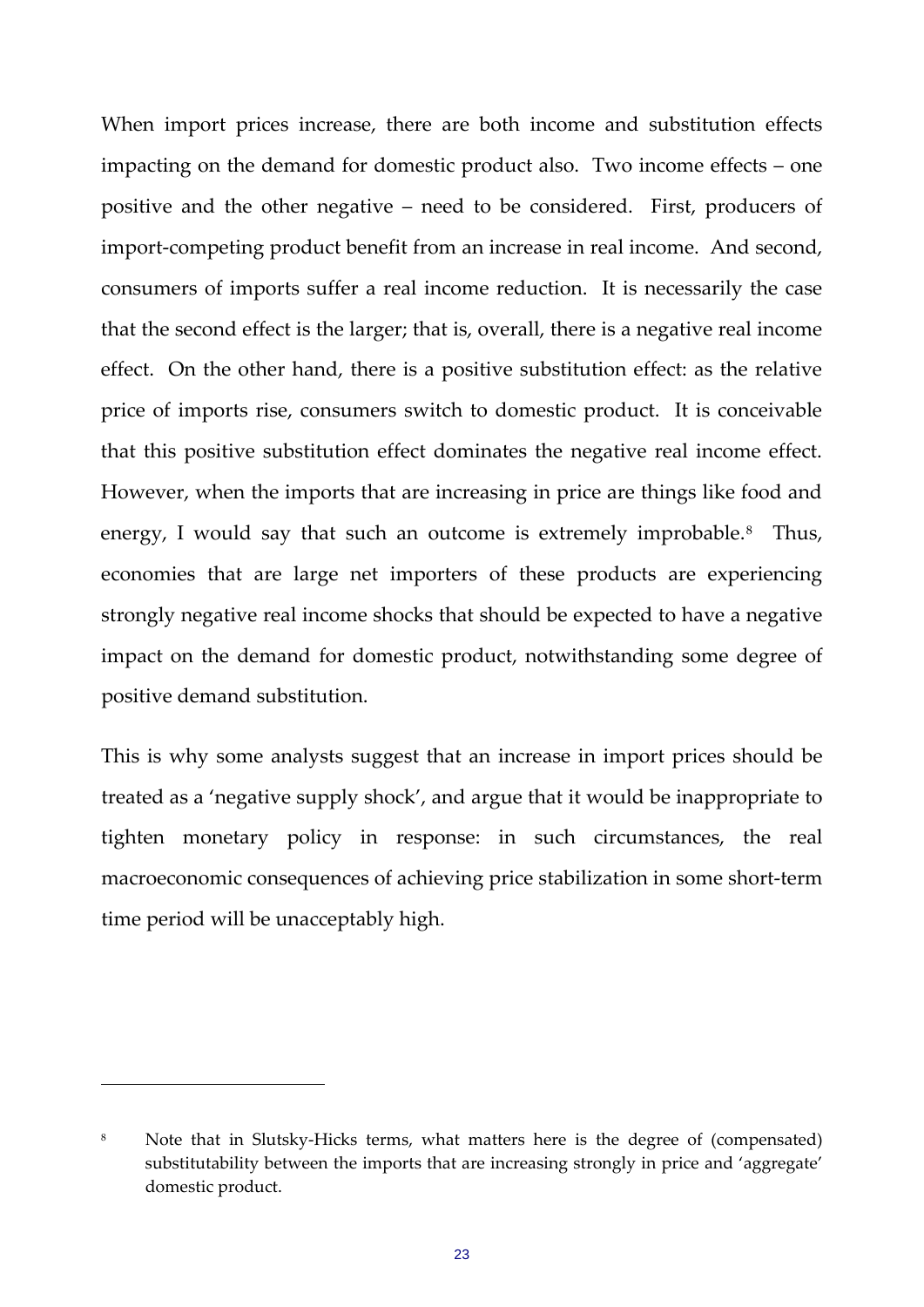When import prices increase, there are both income and substitution effects impacting on the demand for domestic product also. Two income effects – one positive and the other negative – need to be considered. First, producers of import-competing product benefit from an increase in real income. And second, consumers of imports suffer a real income reduction. It is necessarily the case that the second effect is the larger; that is, overall, there is a negative real income effect. On the other hand, there is a positive substitution effect: as the relative price of imports rise, consumers switch to domestic product. It is conceivable that this positive substitution effect dominates the negative real income effect. However, when the imports that are increasing in price are things like food and energy, I would say that such an outcome is extremely improbable.[8] Thus, economies that are large net importers of these products are experiencing strongly negative real income shocks that should be expected to have a negative impact on the demand for domestic product, notwithstanding some degree of positive demand substitution.

This is why some analysts suggest that an increase in import prices should be treated as a 'negative supply shock', and argue that it would be inappropriate to tighten monetary policy in response: in such circumstances, the real macroeconomic consequences of achieving price stabilization in some short-term time period will be unacceptably high.

---

[8] Note that in Slutsky-Hicks terms, what matters here is the degree of (compensated) substitutability between the imports that are increasing strongly in price and 'aggregate' domestic product.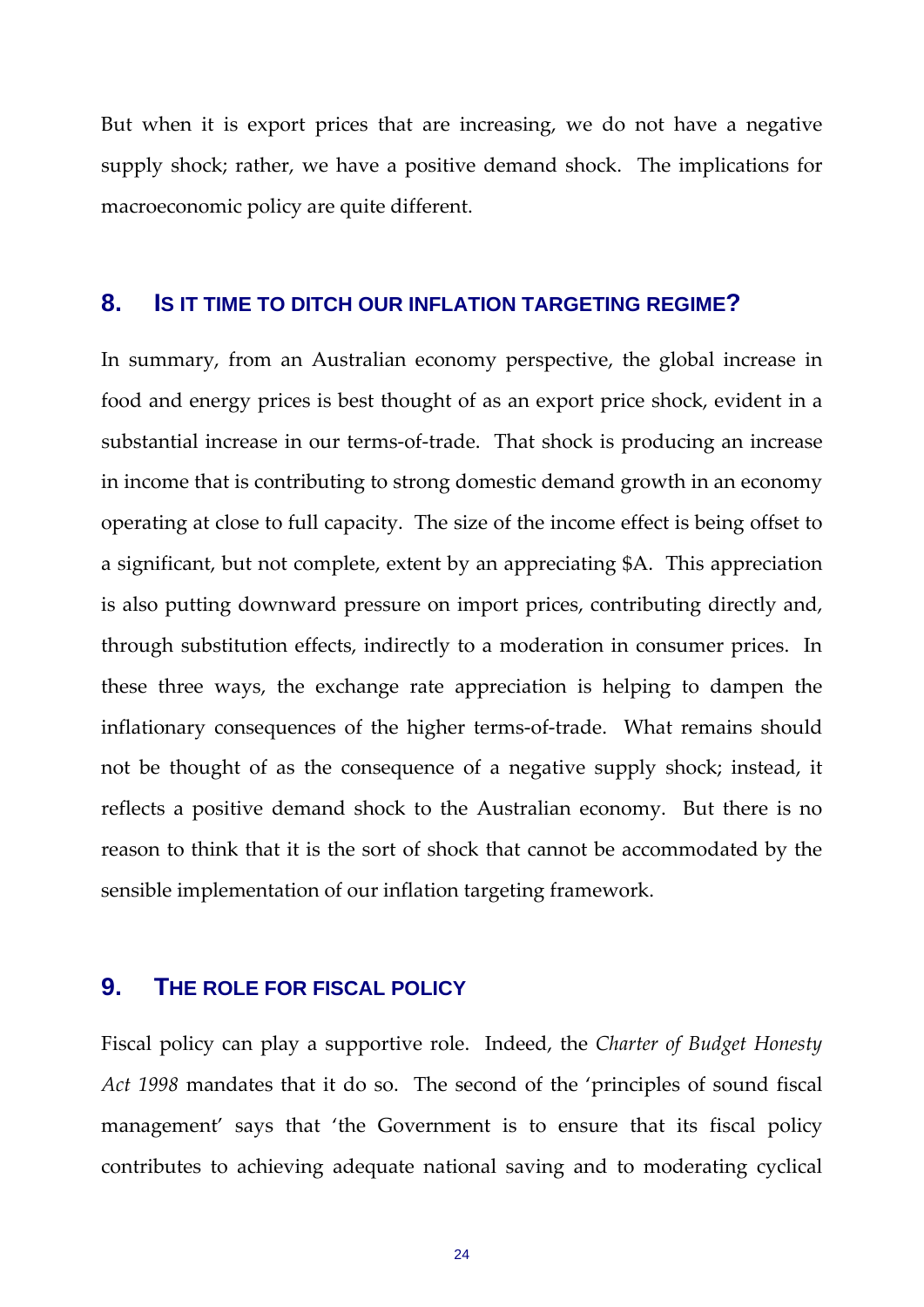But when it is export prices that are increasing, we do not have a negative supply shock; rather, we have a positive demand shock. The implications for macroeconomic policy are quite different.

## 8. IS IT TIME TO DITCH OUR INFLATION TARGETING REGIME?

In summary, from an Australian economy perspective, the global increase in food and energy prices is best thought of as an export price shock, evident in a substantial increase in our terms-of-trade. That shock is producing an increase in income that is contributing to strong domestic demand growth in an economy operating at close to full capacity. The size of the income effect is being offset to a significant, but not complete, extent by an appreciating $A. This appreciation is also putting downward pressure on import prices, contributing directly and, through substitution effects, indirectly to a moderation in consumer prices. In these three ways, the exchange rate appreciation is helping to dampen the inflationary consequences of the higher terms-of-trade. What remains should not be thought of as the consequence of a negative supply shock; instead, it reflects a positive demand shock to the Australian economy. But there is no reason to think that it is the sort of shock that cannot be accommodated by the sensible implementation of our inflation targeting framework.

## 9. THE ROLE FOR FISCAL POLICY

Fiscal policy can play a supportive role. Indeed, the *Charter of Budget Honesty Act 1998* mandates that it do so. The second of the 'principles of sound fiscal management' says that 'the Government is to ensure that its fiscal policy contributes to achieving adequate national saving and to moderating cyclical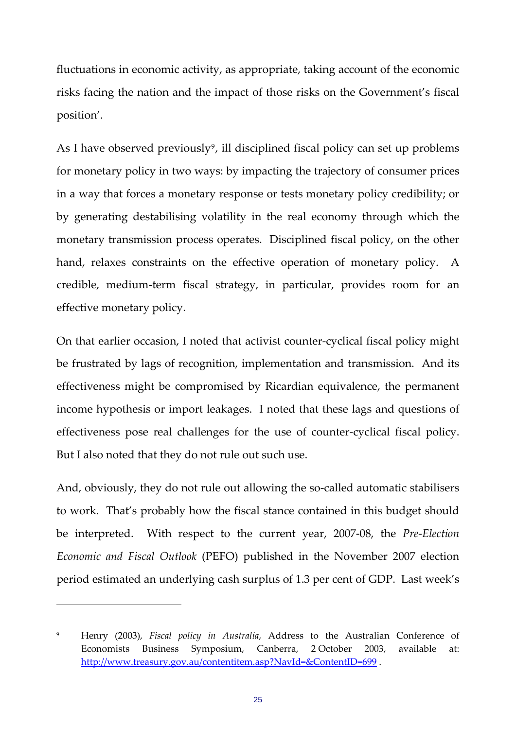fluctuations in economic activity, as appropriate, taking account of the economic risks facing the nation and the impact of those risks on the Government's fiscal position'.

As I have observed previously[9], ill disciplined fiscal policy can set up problems for monetary policy in two ways: by impacting the trajectory of consumer prices in a way that forces a monetary response or tests monetary policy credibility; or by generating destabilising volatility in the real economy through which the monetary transmission process operates. Disciplined fiscal policy, on the other hand, relaxes constraints on the effective operation of monetary policy. A credible, medium-term fiscal strategy, in particular, provides room for an effective monetary policy.

On that earlier occasion, I noted that activist counter-cyclical fiscal policy might be frustrated by lags of recognition, implementation and transmission. And its effectiveness might be compromised by Ricardian equivalence, the permanent income hypothesis or import leakages. I noted that these lags and questions of effectiveness pose real challenges for the use of counter-cyclical fiscal policy. But I also noted that they do not rule out such use.

And, obviously, they do not rule out allowing the so-called automatic stabilisers to work. That's probably how the fiscal stance contained in this budget should be interpreted. With respect to the current year, 2007-08, the *Pre-Election Economic and Fiscal Outlook* (PEFO) published in the November 2007 election period estimated an underlying cash surplus of 1.3 per cent of GDP. Last week's

---

[9] Henry (2003), *Fiscal policy in Australia*, Address to the Australian Conference of Economists Business Symposium, Canberra, 2 October 2003, available at: http://www.treasury.gov.au/contentitem.asp?NavId=&ContentID=699 .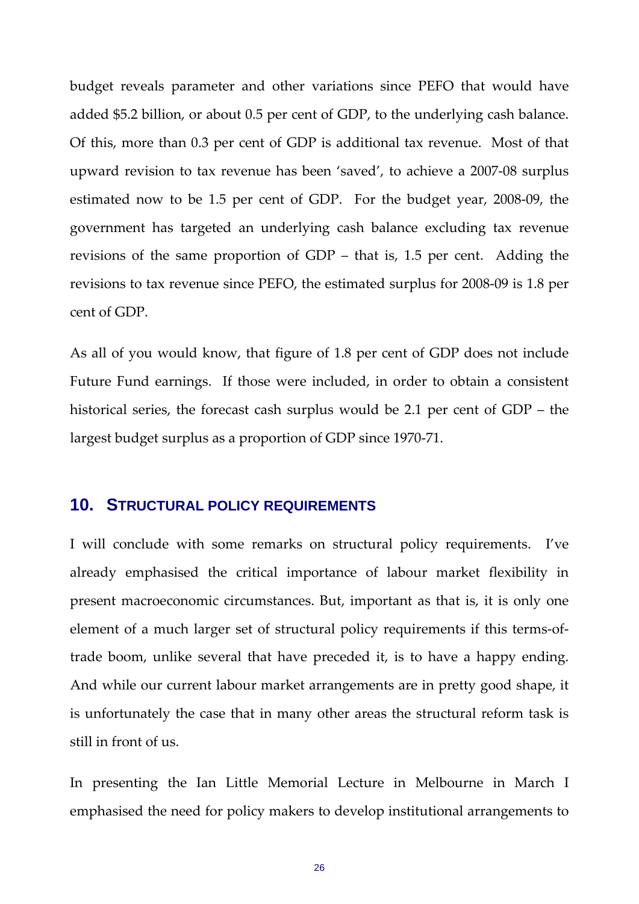budget reveals parameter and other variations since PEFO that would have added $5.2 billion, or about 0.5 per cent of GDP, to the underlying cash balance. Of this, more than 0.3 per cent of GDP is additional tax revenue. Most of that upward revision to tax revenue has been 'saved', to achieve a 2007-08 surplus estimated now to be 1.5 per cent of GDP. For the budget year, 2008-09, the government has targeted an underlying cash balance excluding tax revenue revisions of the same proportion of GDP – that is, 1.5 per cent. Adding the revisions to tax revenue since PEFO, the estimated surplus for 2008-09 is 1.8 per cent of GDP.

As all of you would know, that figure of 1.8 per cent of GDP does not include Future Fund earnings. If those were included, in order to obtain a consistent historical series, the forecast cash surplus would be 2.1 per cent of GDP – the largest budget surplus as a proportion of GDP since 1970-71.

## 10. Structural policy requirements

I will conclude with some remarks on structural policy requirements. I've already emphasised the critical importance of labour market flexibility in present macroeconomic circumstances. But, important as that is, it is only one element of a much larger set of structural policy requirements if this terms-of-trade boom, unlike several that have preceded it, is to have a happy ending. And while our current labour market arrangements are in pretty good shape, it is unfortunately the case that in many other areas the structural reform task is still in front of us.

In presenting the Ian Little Memorial Lecture in Melbourne in March I emphasised the need for policy makers to develop institutional arrangements to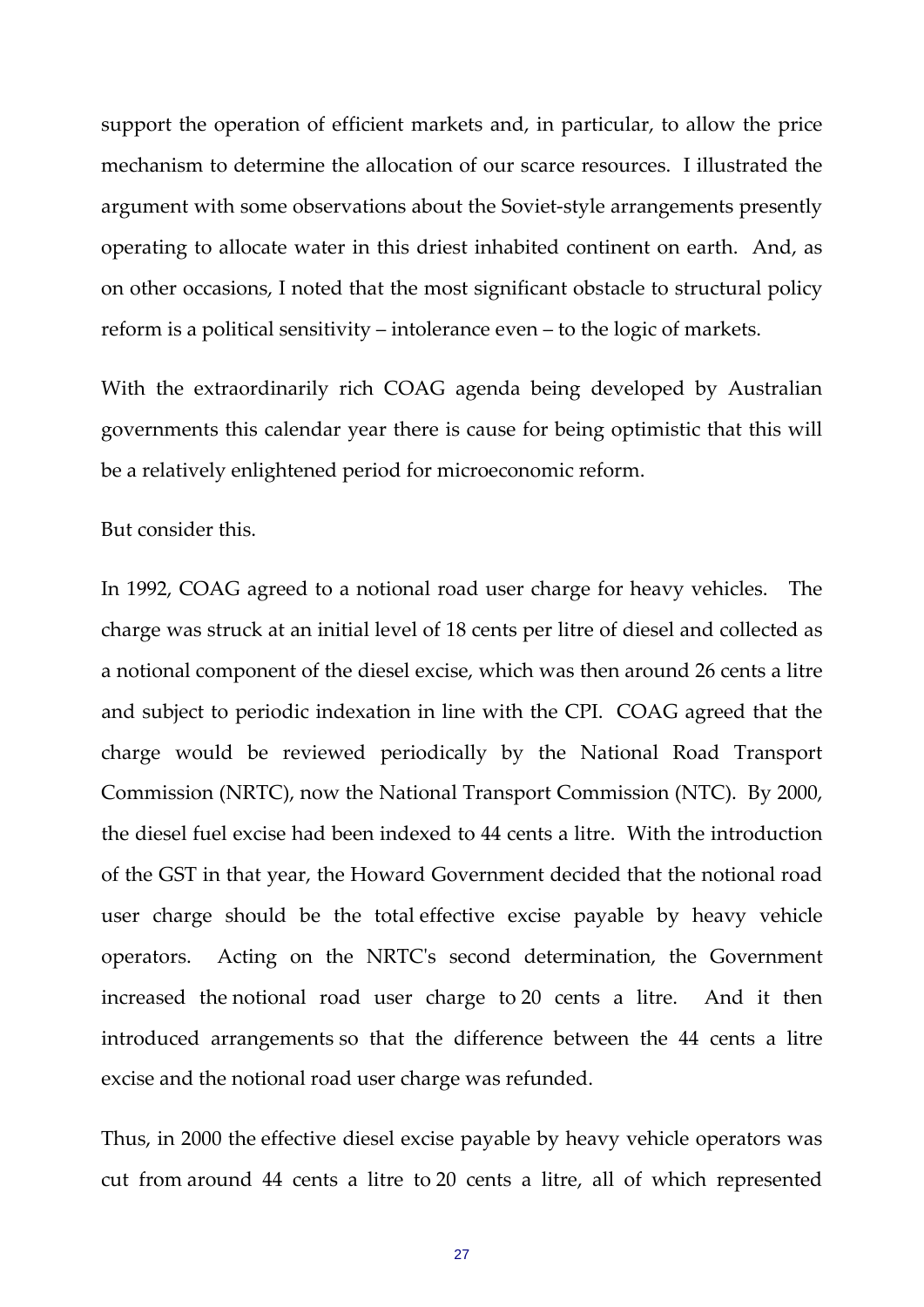support the operation of efficient markets and, in particular, to allow the price mechanism to determine the allocation of our scarce resources. I illustrated the argument with some observations about the Soviet-style arrangements presently operating to allocate water in this driest inhabited continent on earth. And, as on other occasions, I noted that the most significant obstacle to structural policy reform is a political sensitivity – intolerance even – to the logic of markets.

With the extraordinarily rich COAG agenda being developed by Australian governments this calendar year there is cause for being optimistic that this will be a relatively enlightened period for microeconomic reform.

But consider this.

In 1992, COAG agreed to a notional road user charge for heavy vehicles. The charge was struck at an initial level of 18 cents per litre of diesel and collected as a notional component of the diesel excise, which was then around 26 cents a litre and subject to periodic indexation in line with the CPI. COAG agreed that the charge would be reviewed periodically by the National Road Transport Commission (NRTC), now the National Transport Commission (NTC). By 2000, the diesel fuel excise had been indexed to 44 cents a litre. With the introduction of the GST in that year, the Howard Government decided that the notional road user charge should be the total effective excise payable by heavy vehicle operators. Acting on the NRTC's second determination, the Government increased the notional road user charge to 20 cents a litre. And it then introduced arrangements so that the difference between the 44 cents a litre excise and the notional road user charge was refunded.

Thus, in 2000 the effective diesel excise payable by heavy vehicle operators was cut from around 44 cents a litre to 20 cents a litre, all of which represented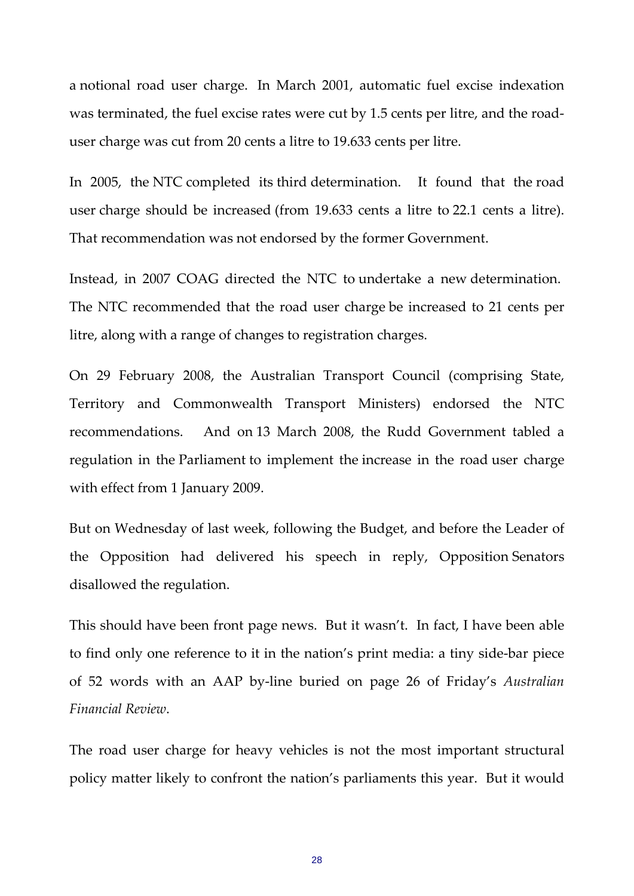a notional road user charge. In March 2001, automatic fuel excise indexation was terminated, the fuel excise rates were cut by 1.5 cents per litre, and the road-user charge was cut from 20 cents a litre to 19.633 cents per litre.

In 2005, the NTC completed its third determination. It found that the road user charge should be increased (from 19.633 cents a litre to 22.1 cents a litre). That recommendation was not endorsed by the former Government.

Instead, in 2007 COAG directed the NTC to undertake a new determination. The NTC recommended that the road user charge be increased to 21 cents per litre, along with a range of changes to registration charges.

On 29 February 2008, the Australian Transport Council (comprising State, Territory and Commonwealth Transport Ministers) endorsed the NTC recommendations. And on 13 March 2008, the Rudd Government tabled a regulation in the Parliament to implement the increase in the road user charge with effect from 1 January 2009.

But on Wednesday of last week, following the Budget, and before the Leader of the Opposition had delivered his speech in reply, Opposition Senators disallowed the regulation.

This should have been front page news. But it wasn't. In fact, I have been able to find only one reference to it in the nation's print media: a tiny side-bar piece of 52 words with an AAP by-line buried on page 26 of Friday's *Australian Financial Review*.

The road user charge for heavy vehicles is not the most important structural policy matter likely to confront the nation's parliaments this year. But it would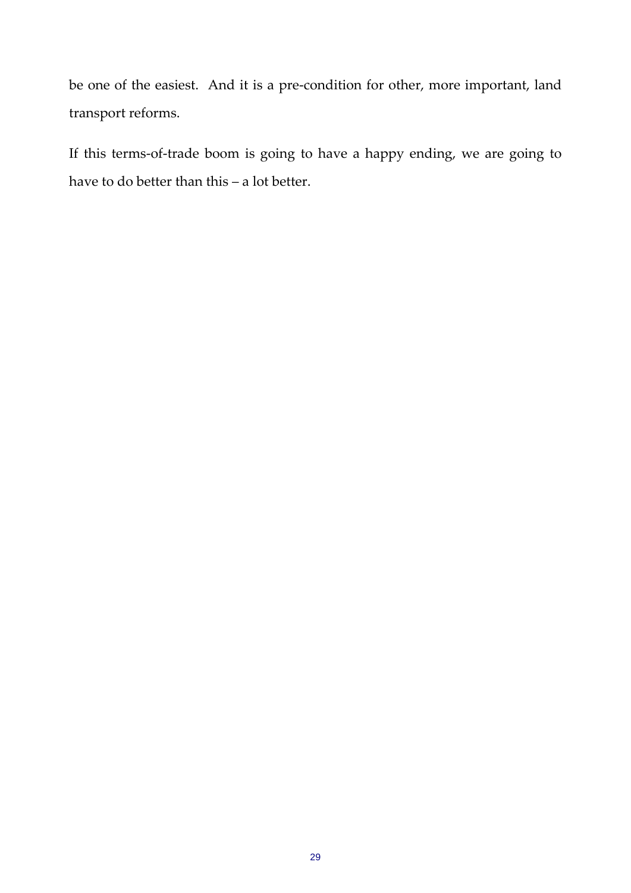be one of the easiest. And it is a pre-condition for other, more important, land transport reforms.

If this terms-of-trade boom is going to have a happy ending, we are going to have to do better than this – a lot better.